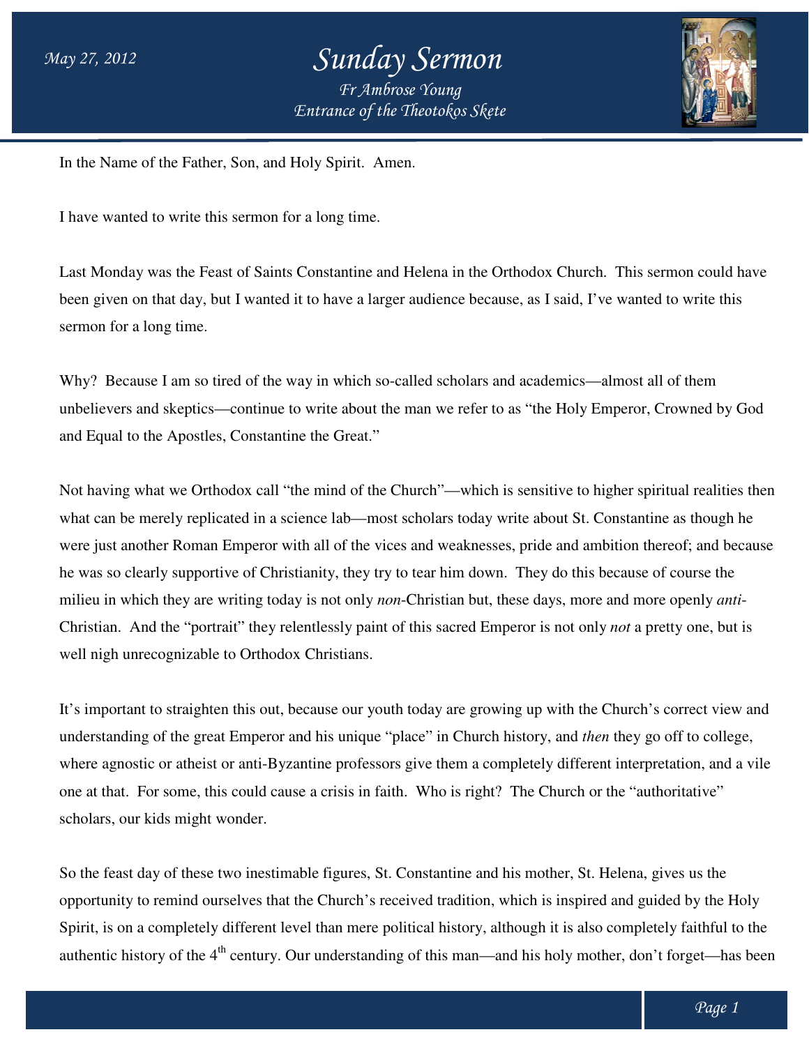# Sunday Sermon

*May 27, 2012*

*Fr Ambrose Young*
*Entrance of the Theotokos Skete*

In the Name of the Father, Son, and Holy Spirit. Amen.

I have wanted to write this sermon for a long time.

Last Monday was the Feast of Saints Constantine and Helena in the Orthodox Church. This sermon could have been given on that day, but I wanted it to have a larger audience because, as I said, I've wanted to write this sermon for a long time.

Why? Because I am so tired of the way in which so-called scholars and academics—almost all of them unbelievers and skeptics—continue to write about the man we refer to as "the Holy Emperor, Crowned by God and Equal to the Apostles, Constantine the Great."

Not having what we Orthodox call "the mind of the Church"—which is sensitive to higher spiritual realities then what can be merely replicated in a science lab—most scholars today write about St. Constantine as though he were just another Roman Emperor with all of the vices and weaknesses, pride and ambition thereof; and because he was so clearly supportive of Christianity, they try to tear him down. They do this because of course the milieu in which they are writing today is not only *non*-Christian but, these days, more and more openly *anti*-Christian. And the "portrait" they relentlessly paint of this sacred Emperor is not only *not* a pretty one, but is well nigh unrecognizable to Orthodox Christians.

It's important to straighten this out, because our youth today are growing up with the Church's correct view and understanding of the great Emperor and his unique "place" in Church history, and *then* they go off to college, where agnostic or atheist or anti-Byzantine professors give them a completely different interpretation, and a vile one at that. For some, this could cause a crisis in faith. Who is right? The Church or the "authoritative" scholars, our kids might wonder.

So the feast day of these two inestimable figures, St. Constantine and his mother, St. Helena, gives us the opportunity to remind ourselves that the Church's received tradition, which is inspired and guided by the Holy Spirit, is on a completely different level than mere political history, although it is also completely faithful to the authentic history of the 4th century. Our understanding of this man—and his holy mother, don't forget—has been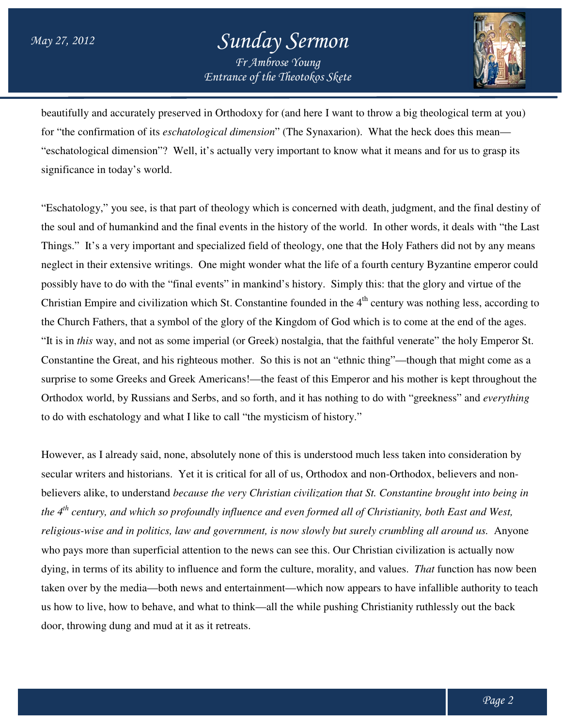beautifully and accurately preserved in Orthodoxy for (and here I want to throw a big theological term at you) for "the confirmation of its *eschatological dimension*" (The Synaxarion). What the heck does this mean—"eschatological dimension"? Well, it's actually very important to know what it means and for us to grasp its significance in today's world.

"Eschatology," you see, is that part of theology which is concerned with death, judgment, and the final destiny of the soul and of humankind and the final events in the history of the world. In other words, it deals with "the Last Things." It's a very important and specialized field of theology, one that the Holy Fathers did not by any means neglect in their extensive writings. One might wonder what the life of a fourth century Byzantine emperor could possibly have to do with the "final events" in mankind's history. Simply this: that the glory and virtue of the Christian Empire and civilization which St. Constantine founded in the 4th century was nothing less, according to the Church Fathers, that a symbol of the glory of the Kingdom of God which is to come at the end of the ages. "It is in *this* way, and not as some imperial (or Greek) nostalgia, that the faithful venerate" the holy Emperor St. Constantine the Great, and his righteous mother. So this is not an "ethnic thing"—though that might come as a surprise to some Greeks and Greek Americans!—the feast of this Emperor and his mother is kept throughout the Orthodox world, by Russians and Serbs, and so forth, and it has nothing to do with "greekness" and *everything* to do with eschatology and what I like to call "the mysticism of history."

However, as I already said, none, absolutely none of this is understood much less taken into consideration by secular writers and historians. Yet it is critical for all of us, Orthodox and non-Orthodox, believers and non-believers alike, to understand *because the very Christian civilization that St. Constantine brought into being in the 4th century, and which so profoundly influence and even formed all of Christianity, both East and West, religious-wise and in politics, law and government, is now slowly but surely crumbling all around us.* Anyone who pays more than superficial attention to the news can see this. Our Christian civilization is actually now dying, in terms of its ability to influence and form the culture, morality, and values. *That* function has now been taken over by the media—both news and entertainment—which now appears to have infallible authority to teach us how to live, how to behave, and what to think—all the while pushing Christianity ruthlessly out the back door, throwing dung and mud at it as it retreats.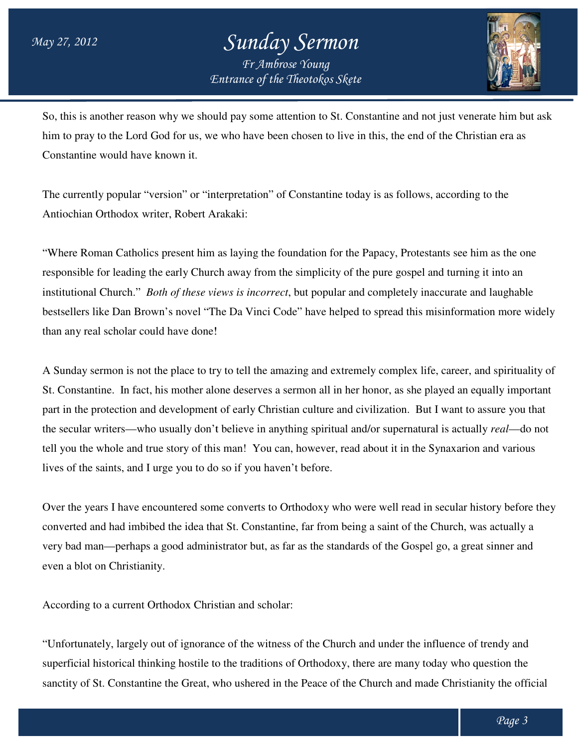So, this is another reason why we should pay some attention to St. Constantine and not just venerate him but ask him to pray to the Lord God for us, we who have been chosen to live in this, the end of the Christian era as Constantine would have known it.

The currently popular "version" or "interpretation" of Constantine today is as follows, according to the Antiochian Orthodox writer, Robert Arakaki:

"Where Roman Catholics present him as laying the foundation for the Papacy, Protestants see him as the one responsible for leading the early Church away from the simplicity of the pure gospel and turning it into an institutional Church." *Both of these views is incorrect*, but popular and completely inaccurate and laughable bestsellers like Dan Brown's novel "The Da Vinci Code" have helped to spread this misinformation more widely than any real scholar could have done!

A Sunday sermon is not the place to try to tell the amazing and extremely complex life, career, and spirituality of St. Constantine. In fact, his mother alone deserves a sermon all in her honor, as she played an equally important part in the protection and development of early Christian culture and civilization. But I want to assure you that the secular writers—who usually don't believe in anything spiritual and/or supernatural is actually *real*—do not tell you the whole and true story of this man! You can, however, read about it in the Synaxarion and various lives of the saints, and I urge you to do so if you haven't before.

Over the years I have encountered some converts to Orthodoxy who were well read in secular history before they converted and had imbibed the idea that St. Constantine, far from being a saint of the Church, was actually a very bad man—perhaps a good administrator but, as far as the standards of the Gospel go, a great sinner and even a blot on Christianity.

According to a current Orthodox Christian and scholar:

"Unfortunately, largely out of ignorance of the witness of the Church and under the influence of trendy and superficial historical thinking hostile to the traditions of Orthodoxy, there are many today who question the sanctity of St. Constantine the Great, who ushered in the Peace of the Church and made Christianity the official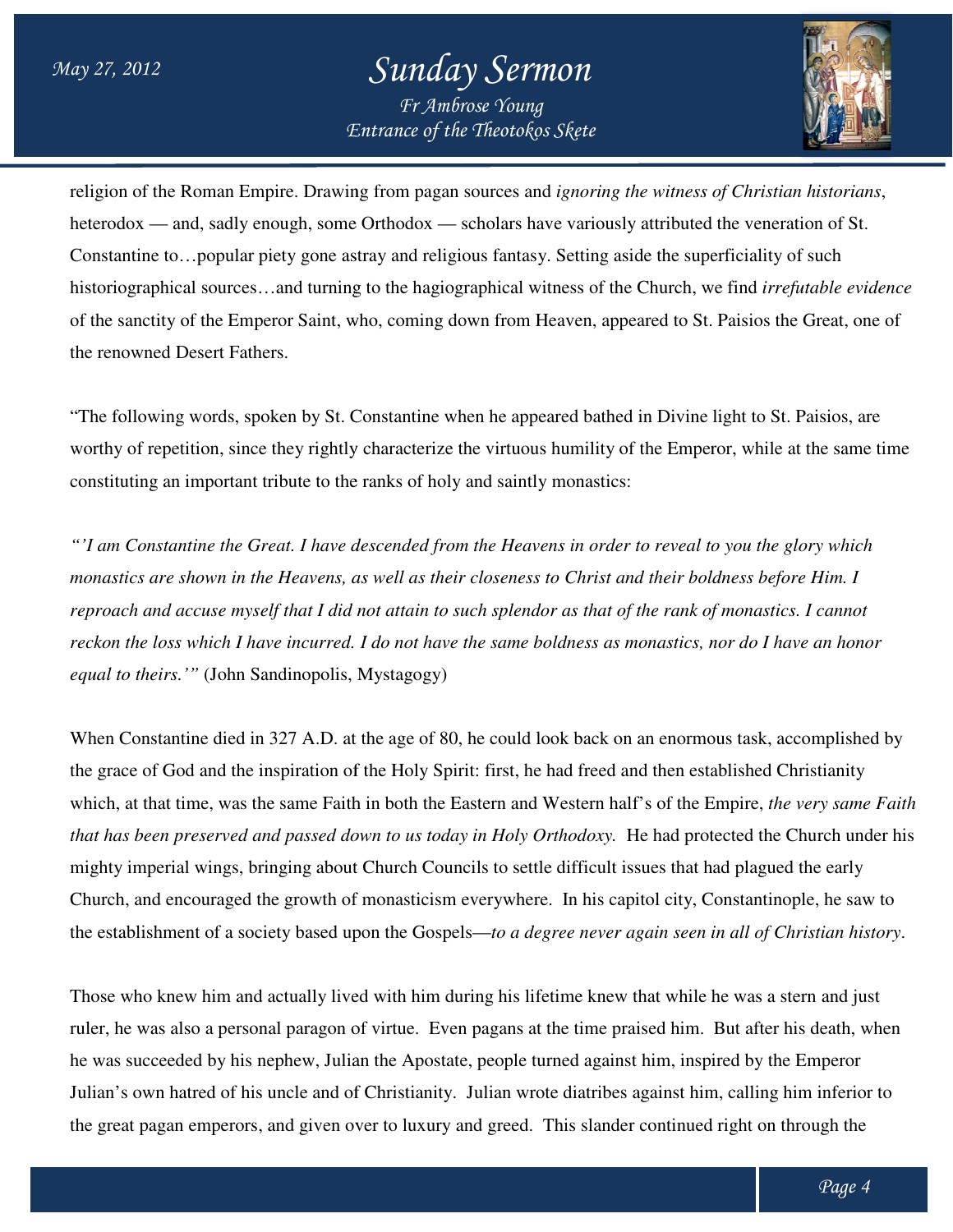religion of the Roman Empire. Drawing from pagan sources and *ignoring the witness of Christian historians*, heterodox — and, sadly enough, some Orthodox — scholars have variously attributed the veneration of St. Constantine to…popular piety gone astray and religious fantasy. Setting aside the superficiality of such historiographical sources…and turning to the hagiographical witness of the Church, we find *irrefutable evidence* of the sanctity of the Emperor Saint, who, coming down from Heaven, appeared to St. Paisios the Great, one of the renowned Desert Fathers.

"The following words, spoken by St. Constantine when he appeared bathed in Divine light to St. Paisios, are worthy of repetition, since they rightly characterize the virtuous humility of the Emperor, while at the same time constituting an important tribute to the ranks of holy and saintly monastics:

*"'I am Constantine the Great. I have descended from the Heavens in order to reveal to you the glory which monastics are shown in the Heavens, as well as their closeness to Christ and their boldness before Him. I reproach and accuse myself that I did not attain to such splendor as that of the rank of monastics. I cannot reckon the loss which I have incurred. I do not have the same boldness as monastics, nor do I have an honor equal to theirs.'"* (John Sandinopolis, Mystagogy)

When Constantine died in 327 A.D. at the age of 80, he could look back on an enormous task, accomplished by the grace of God and the inspiration of the Holy Spirit: first, he had freed and then established Christianity which, at that time, was the same Faith in both the Eastern and Western half's of the Empire, *the very same Faith that has been preserved and passed down to us today in Holy Orthodoxy.* He had protected the Church under his mighty imperial wings, bringing about Church Councils to settle difficult issues that had plagued the early Church, and encouraged the growth of monasticism everywhere. In his capitol city, Constantinople, he saw to the establishment of a society based upon the Gospels—*to a degree never again seen in all of Christian history*.

Those who knew him and actually lived with him during his lifetime knew that while he was a stern and just ruler, he was also a personal paragon of virtue. Even pagans at the time praised him. But after his death, when he was succeeded by his nephew, Julian the Apostate, people turned against him, inspired by the Emperor Julian's own hatred of his uncle and of Christianity. Julian wrote diatribes against him, calling him inferior to the great pagan emperors, and given over to luxury and greed. This slander continued right on through the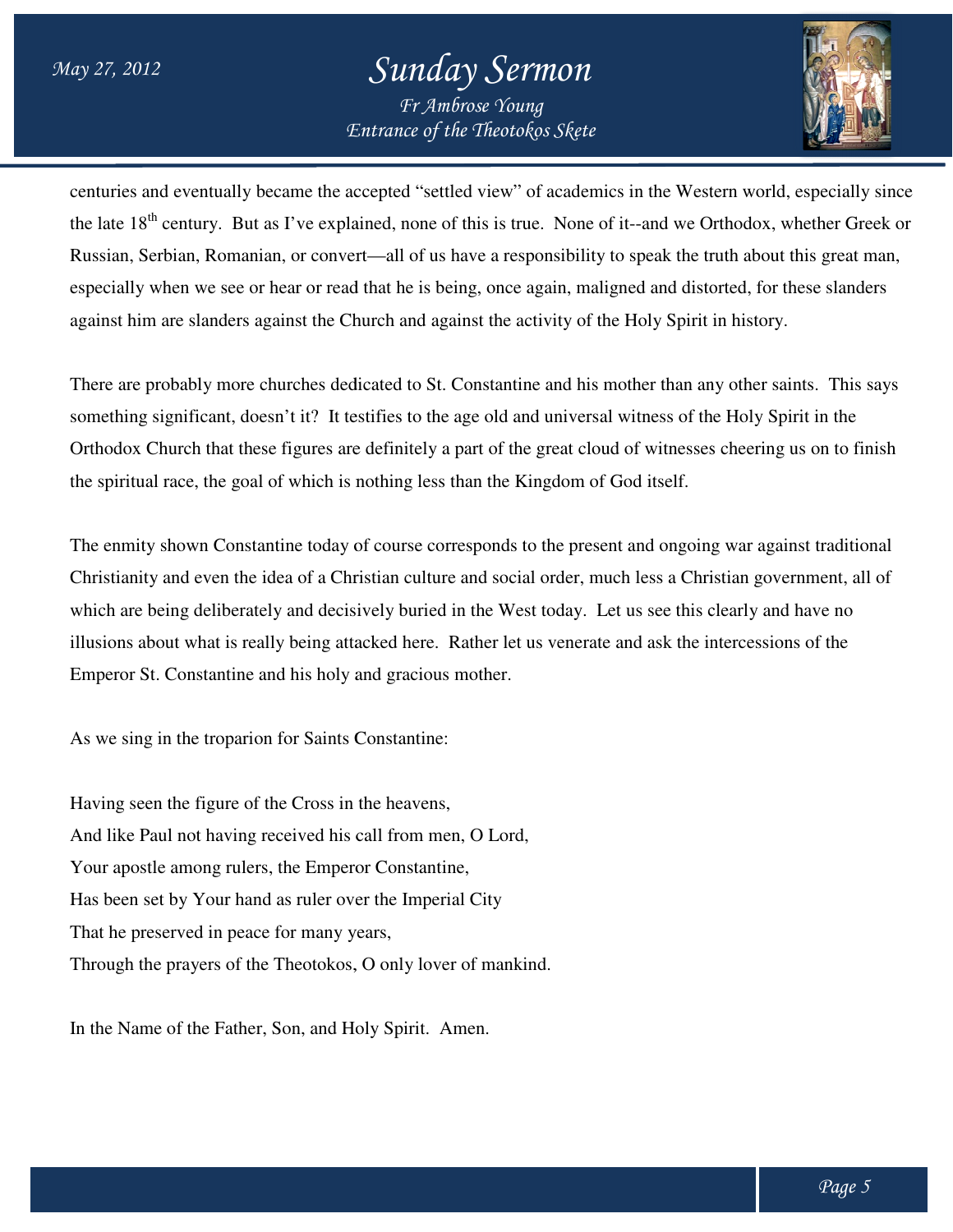centuries and eventually became the accepted "settled view" of academics in the Western world, especially since the late 18th century. But as I've explained, none of this is true. None of it--and we Orthodox, whether Greek or Russian, Serbian, Romanian, or convert—all of us have a responsibility to speak the truth about this great man, especially when we see or hear or read that he is being, once again, maligned and distorted, for these slanders against him are slanders against the Church and against the activity of the Holy Spirit in history.

There are probably more churches dedicated to St. Constantine and his mother than any other saints. This says something significant, doesn't it? It testifies to the age old and universal witness of the Holy Spirit in the Orthodox Church that these figures are definitely a part of the great cloud of witnesses cheering us on to finish the spiritual race, the goal of which is nothing less than the Kingdom of God itself.

The enmity shown Constantine today of course corresponds to the present and ongoing war against traditional Christianity and even the idea of a Christian culture and social order, much less a Christian government, all of which are being deliberately and decisively buried in the West today. Let us see this clearly and have no illusions about what is really being attacked here. Rather let us venerate and ask the intercessions of the Emperor St. Constantine and his holy and gracious mother.

As we sing in the troparion for Saints Constantine:

Having seen the figure of the Cross in the heavens,
And like Paul not having received his call from men, O Lord,
Your apostle among rulers, the Emperor Constantine,
Has been set by Your hand as ruler over the Imperial City
That he preserved in peace for many years,
Through the prayers of the Theotokos, O only lover of mankind.

In the Name of the Father, Son, and Holy Spirit. Amen.